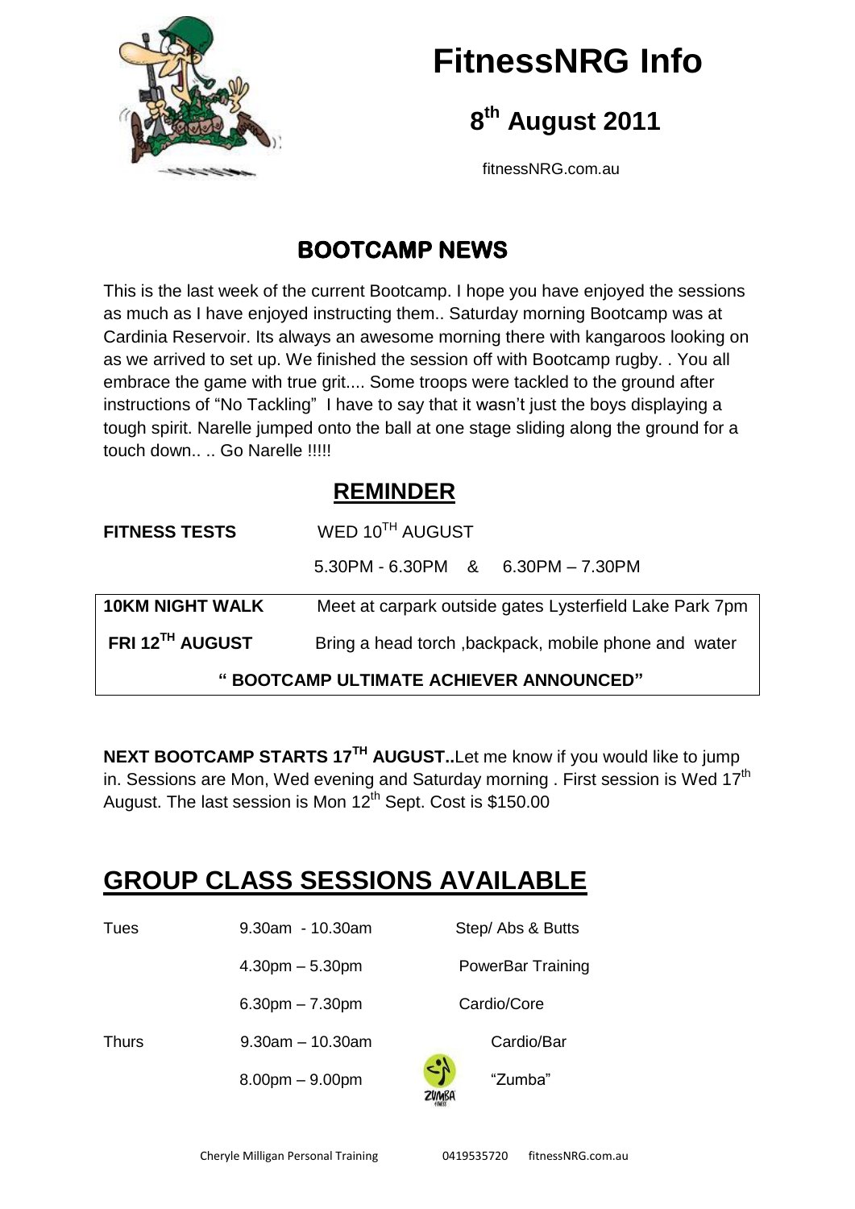# FitnessNRG Info

## 8th August 2011

fitnessNRG.com.au

## BOOTCAMP NEWS

This is the last week of the current Bootcamp. I hope you have enjoyed the sessions as much as I have enjoyed instructing them.. Saturday morning Bootcamp was at Cardinia Reservoir. Its always an awesome morning there with kangaroos looking on as we arrived to set up. We finished the session off with Bootcamp rugby. . You all embrace the game with true grit.... Some troops were tackled to the ground after instructions of "No Tackling" I have to say that it wasn't just the boys displaying a tough spirit. Narelle jumped onto the ball at one stage sliding along the ground for a touch down.. .. Go Narelle !!!!!

## REMINDER

| | |
|---|---|
| **FITNESS TESTS** | WED 10TH AUGUST |
| | 5.30PM - 6.30PM & 6.30PM – 7.30PM |
| **10KM NIGHT WALK** | Meet at carpark outside gates Lysterfield Lake Park 7pm |
| **FRI 12TH AUGUST** | Bring a head torch ,backpack, mobile phone and water |

**" BOOTCAMP ULTIMATE ACHIEVER ANNOUNCED"**

**NEXT BOOTCAMP STARTS 17TH AUGUST..**Let me know if you would like to jump in. Sessions are Mon, Wed evening and Saturday morning . First session is Wed 17th August. The last session is Mon 12th Sept. Cost is $150.00

# GROUP CLASS SESSIONS AVAILABLE

| | | |
|---|---|---|
| Tues | 9.30am - 10.30am | Step/ Abs & Butts |
| | 4.30pm – 5.30pm | PowerBar Training |
| | 6.30pm – 7.30pm | Cardio/Core |
| Thurs | 9.30am – 10.30am | Cardio/Bar |
| | 8.00pm – 9.00pm | "Zumba" |

Cheryle Milligan Personal Training 0419535720 fitnessNRG.com.au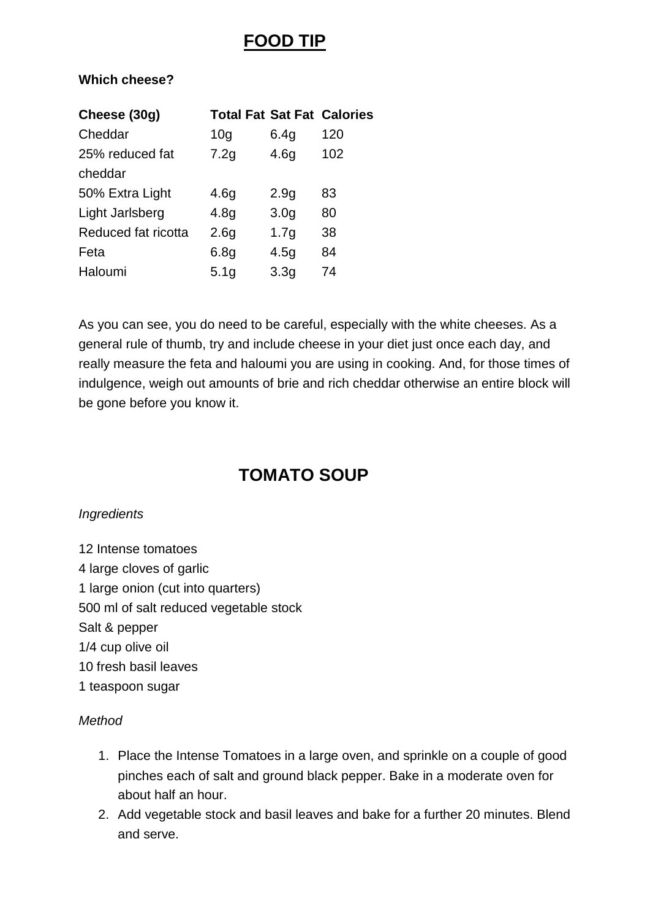# FOOD TIP

**Which cheese?**

| Cheese (30g) | Total Fat | Sat Fat | Calories |
|---|---|---|---|
| Cheddar | 10g | 6.4g | 120 |
| 25% reduced fat cheddar | 7.2g | 4.6g | 102 |
| 50% Extra Light | 4.6g | 2.9g | 83 |
| Light Jarlsberg | 4.8g | 3.0g | 80 |
| Reduced fat ricotta | 2.6g | 1.7g | 38 |
| Feta | 6.8g | 4.5g | 84 |
| Haloumi | 5.1g | 3.3g | 74 |

As you can see, you do need to be careful, especially with the white cheeses. As a general rule of thumb, try and include cheese in your diet just once each day, and really measure the feta and haloumi you are using in cooking. And, for those times of indulgence, weigh out amounts of brie and rich cheddar otherwise an entire block will be gone before you know it.

# TOMATO SOUP

*Ingredients*

12 Intense tomatoes
4 large cloves of garlic
1 large onion (cut into quarters)
500 ml of salt reduced vegetable stock
Salt & pepper
1/4 cup olive oil
10 fresh basil leaves
1 teaspoon sugar

*Method*

1. Place the Intense Tomatoes in a large oven, and sprinkle on a couple of good pinches each of salt and ground black pepper. Bake in a moderate oven for about half an hour.
2. Add vegetable stock and basil leaves and bake for a further 20 minutes. Blend and serve.